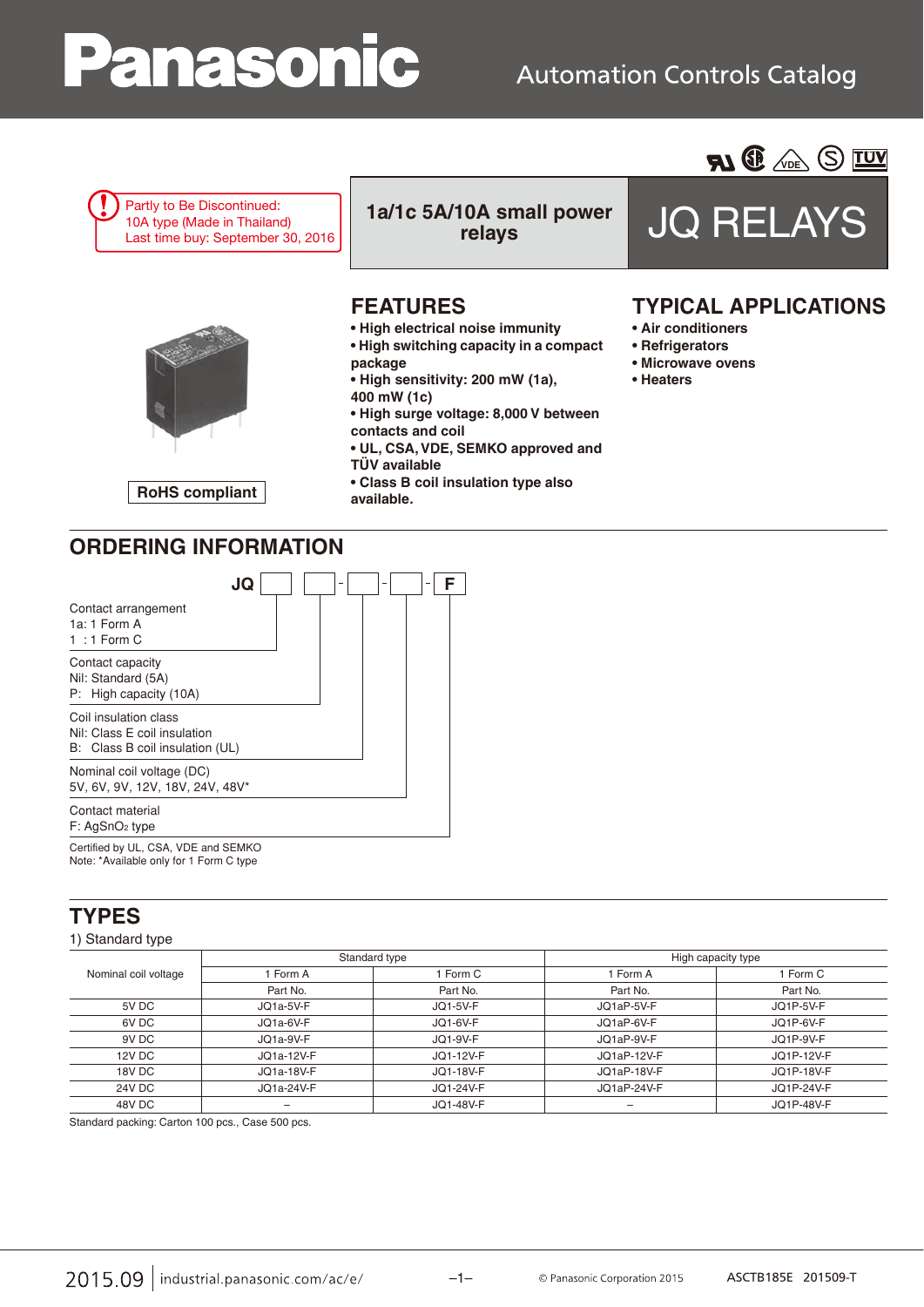Panasonic Automation Controls Catalog

Partly to Be Discontinued:
10A type (Made in Thailand)
Last time buy: September 30, 2016

**1a/1c 5A/10A small power relays**

# JQ RELAYS

RoHS compliant

## FEATURES

- High electrical noise immunity
- High switching capacity in a compact package
- High sensitivity: 200 mW (1a), 400 mW (1c)
- High surge voltage: 8,000 V between contacts and coil
- UL, CSA, VDE, SEMKO approved and TÜV available
- Class B coil insulation type also available.

## TYPICAL APPLICATIONS

- Air conditioners
- Refrigerators
- Microwave ovens
- Heaters

## ORDERING INFORMATION

JQ [ ] [ ] - [ ] - [ ] - F

Contact arrangement
1a: 1 Form A
1 : 1 Form C

Contact capacity
Nil: Standard (5A)
P: High capacity (10A)

Coil insulation class
Nil: Class E coil insulation
B: Class B coil insulation (UL)

Nominal coil voltage (DC)
5V, 6V, 9V, 12V, 18V, 24V, 48V*

Contact material
F: $AgSnO_2$ type

Certified by UL, CSA, VDE and SEMKO
Note: *Available only for 1 Form C type

## TYPES

1) Standard type

| Nominal coil voltage | Standard type | | High capacity type | |
|---|---|---|---|---|
| | 1 Form A | 1 Form C | 1 Form A | 1 Form C |
| | Part No. | Part No. | Part No. | Part No. |
| 5V DC | JQ1a-5V-F | JQ1-5V-F | JQ1aP-5V-F | JQ1P-5V-F |
| 6V DC | JQ1a-6V-F | JQ1-6V-F | JQ1aP-6V-F | JQ1P-6V-F |
| 9V DC | JQ1a-9V-F | JQ1-9V-F | JQ1aP-9V-F | JQ1P-9V-F |
| 12V DC | JQ1a-12V-F | JQ1-12V-F | JQ1aP-12V-F | JQ1P-12V-F |
| 18V DC | JQ1a-18V-F | JQ1-18V-F | JQ1aP-18V-F | JQ1P-18V-F |
| 24V DC | JQ1a-24V-F | JQ1-24V-F | JQ1aP-24V-F | JQ1P-24V-F |
| 48V DC | – | JQ1-48V-F | – | JQ1P-48V-F |

Standard packing: Carton 100 pcs., Case 500 pcs.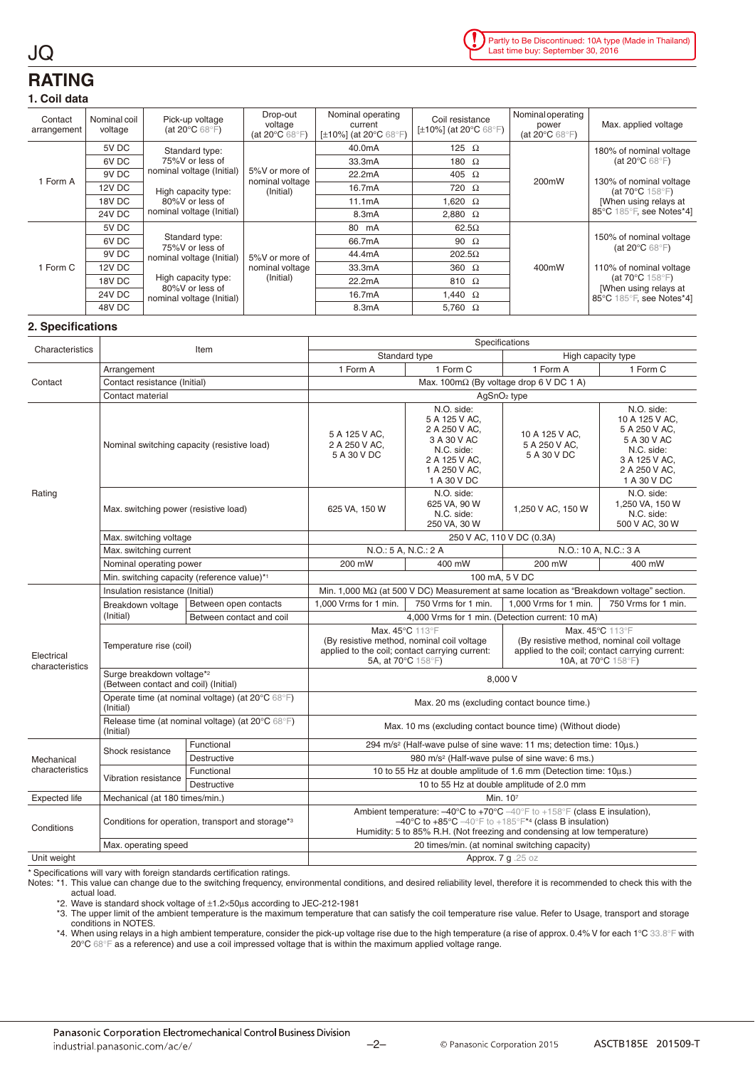JQ

Partly to Be Discontinued: 10A type (Made in Thailand)
Last time buy: September 30, 2016

## RATING

### 1. Coil data

| Contact arrangement | Nominal coil voltage | Pick-up voltage (at 20°C 68°F) | Drop-out voltage (at 20°C 68°F) | Nominal operating current [±10%] (at 20°C 68°F) | Coil resistance [±10%] (at 20°C 68°F) | Nominal operating power (at 20°C 68°F) | Max. applied voltage |
|---|---|---|---|---|---|---|---|
| 1 Form A | 5V DC | Standard type: 75%V or less of nominal voltage (Initial)<br>High capacity type: 80%V or less of nominal voltage (Initial) | 5%V or more of nominal voltage (Initial) | 40.0mA | 125 Ω | 200mW | 180% of nominal voltage (at 20°C 68°F)<br>130% of nominal voltage (at 70°C 158°F) [When using relays at 85°C 185°F, see Notes*4] |
| | 6V DC | | | 33.3mA | 180 Ω | | |
| | 9V DC | | | 22.2mA | 405 Ω | | |
| | 12V DC | | | 16.7mA | 720 Ω | | |
| | 18V DC | | | 11.1mA | 1,620 Ω | | |
| | 24V DC | | | 8.3mA | 2,880 Ω | | |
| 1 Form C | 5V DC | Standard type: 75%V or less of nominal voltage (Initial)<br>High capacity type: 80%V or less of nominal voltage (Initial) | 5%V or more of nominal voltage (Initial) | 80 mA | 62.5Ω | 400mW | 150% of nominal voltage (at 20°C 68°F)<br>110% of nominal voltage (at 70°C 158°F) [When using relays at 85°C 185°F, see Notes*4] |
| | 6V DC | | | 66.7mA | 90 Ω | | |
| | 9V DC | | | 44.4mA | 202.5Ω | | |
| | 12V DC | | | 33.3mA | 360 Ω | | |
| | 18V DC | | | 22.2mA | 810 Ω | | |
| | 24V DC | | | 16.7mA | 1,440 Ω | | |
| | 48V DC | | | 8.3mA | 5,760 Ω | | |

### 2. Specifications

| Characteristics | Item | | Standard type 1 Form A | Standard type 1 Form C | High capacity type 1 Form A | High capacity type 1 Form C |
|---|---|---|---|---|---|---|
| Contact | Arrangement | | 1 Form A | 1 Form C | 1 Form A | 1 Form C |
| | Contact resistance (Initial) | | Max. 100mΩ (By voltage drop 6 V DC 1 A) | | | |
| | Contact material | | $AgSnO_2$ type | | | |
| Rating | Nominal switching capacity (resistive load) | | 5 A 125 V AC, 2 A 250 V AC, 5 A 30 V DC | N.O. side: 5 A 125 V AC, 2 A 250 V AC, 3 A 30 V AC N.C. side: 2 A 125 V AC, 1 A 250 V AC, 1 A 30 V DC | 10 A 125 V AC, 5 A 250 V AC, 5 A 30 V DC | N.O. side: 10 A 125 V AC, 5 A 250 V AC, 5 A 30 V AC N.C. side: 3 A 125 V AC, 2 A 250 V AC, 1 A 30 V DC |
| | Max. switching power (resistive load) | | 625 VA, 150 W | N.O. side: 625 VA, 90 W N.C. side: 250 VA, 30 W | 1,250 V AC, 150 W | N.O. side: 1,250 VA, 150 W N.C. side: 500 V AC, 30 W |
| | Max. switching voltage | | 250 V AC, 110 V DC (0.3A) | | | |
| | Max. switching current | | N.O.: 5 A, N.C.: 2 A | | N.O.: 10 A, N.C.: 3 A | |
| | Nominal operating power | | 200 mW | 400 mW | 200 mW | 400 mW |
| | Min. switching capacity (reference value)*1 | | 100 mA, 5 V DC | | | |
| Electrical characteristics | Insulation resistance (Initial) | | Min. 1,000 MΩ (at 500 V DC) Measurement at same location as "Breakdown voltage" section. | | | |
| | Breakdown voltage (Initial) | Between open contacts | 1,000 Vrms for 1 min. | 750 Vrms for 1 min. | 1,000 Vrms for 1 min. | 750 Vrms for 1 min. |
| | | Between contact and coil | 4,000 Vrms for 1 min. (Detection current: 10 mA) | | | |
| | Temperature rise (coil) | | Max. 45°C 113°F (By resistive method, nominal coil voltage applied to the coil; contact carrying current: 5A, at 70°C 158°F) | | Max. 45°C 113°F (By resistive method, nominal coil voltage applied to the coil; contact carrying current: 10A, at 70°C 158°F) | |
| | Surge breakdown voltage*2 (Between contact and coil) (Initial) | | 8,000 V | | | |
| | Operate time (at nominal voltage) (at 20°C 68°F) (Initial) | | Max. 20 ms (excluding contact bounce time.) | | | |
| | Release time (at nominal voltage) (at 20°C 68°F) (Initial) | | Max. 10 ms (excluding contact bounce time) (Without diode) | | | |
| Mechanical characteristics | Shock resistance | Functional | 294 m/s² (Half-wave pulse of sine wave: 11 ms; detection time: 10µs.) | | | |
| | | Destructive | 980 m/s² (Half-wave pulse of sine wave: 6 ms.) | | | |
| | Vibration resistance | Functional | 10 to 55 Hz at double amplitude of 1.6 mm (Detection time: 10µs.) | | | |
| | | Destructive | 10 to 55 Hz at double amplitude of 2.0 mm | | | |
| Expected life | Mechanical (at 180 times/min.) | | Min. $10^7$ | | | |
| Conditions | Conditions for operation, transport and storage*3 | | Ambient temperature: –40°C to +70°C –40°F to +158°F (class E insulation), –40°C to +85°C –40°F to +185°F*4 (class B insulation) Humidity: 5 to 85% R.H. (Not freezing and condensing at low temperature) | | | |
| | Max. operating speed | | 20 times/min. (at nominal switching capacity) | | | |
| Unit weight | | | Approx. 7 g .25 oz | | | |

* Specifications will vary with foreign standards certification ratings.

Notes: *1. This value can change due to the switching frequency, environmental conditions, and desired reliability level, therefore it is recommended to check this with the actual load.

*2. Wave is standard shock voltage of ±1.2×50µs according to JEC-212-1981

*3. The upper limit of the ambient temperature is the maximum temperature that can satisfy the coil temperature rise value. Refer to Usage, transport and storage conditions in NOTES.

*4. When using relays in a high ambient temperature, consider the pick-up voltage rise due to the high temperature (a rise of approx. 0.4% V for each 1°C 33.8°F with 20°C 68°F as a reference) and use a coil impressed voltage that is within the maximum applied voltage range.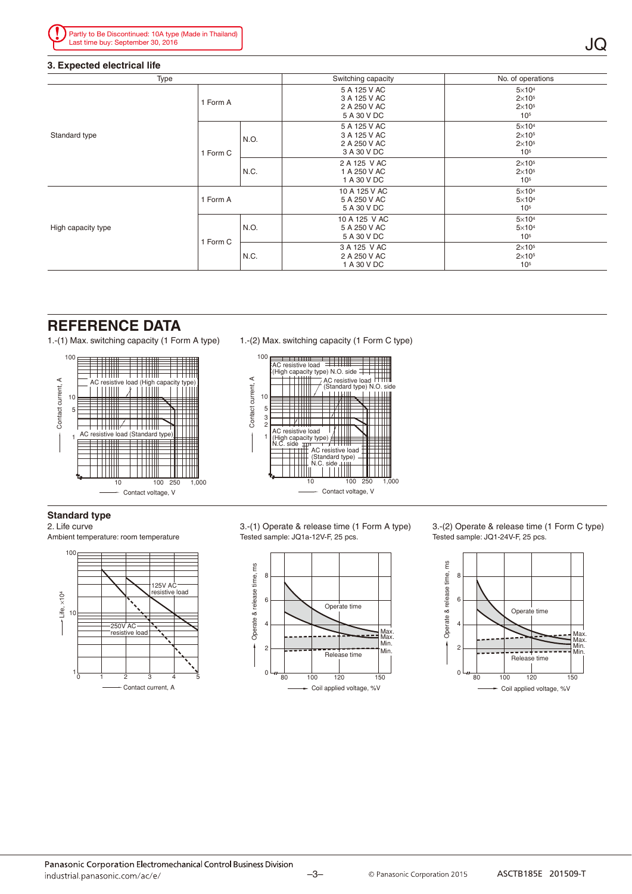Partly to Be Discontinued: 10A type (Made in Thailand)
Last time buy: September 30, 2016

### 3. Expected electrical life

| Type | | | Switching capacity | No. of operations |
|---|---|---|---|---|
| Standard type | 1 Form A | | 5 A 125 V AC<br>3 A 125 V AC<br>2 A 250 V AC<br>5 A 30 V DC | $5\times10^4$<br>$2\times10^5$<br>$2\times10^5$<br>$10^5$ |
| | 1 Form C | N.O. | 5 A 125 V AC<br>3 A 125 V AC<br>2 A 250 V AC<br>3 A 30 V DC | $5\times10^4$<br>$2\times10^5$<br>$2\times10^5$<br>$10^5$ |
| | | N.C. | 2 A 125 V AC<br>1 A 250 V AC<br>1 A 30 V DC | $2\times10^5$<br>$2\times10^5$<br>$10^5$ |
| High capacity type | 1 Form A | | 10 A 125 V AC<br>5 A 250 V AC<br>5 A 30 V DC | $5\times10^4$<br>$5\times10^4$<br>$10^5$ |
| | 1 Form C | N.O. | 10 A 125 V AC<br>5 A 250 V AC<br>5 A 30 V DC | $5\times10^4$<br>$5\times10^4$<br>$10^5$ |
| | | N.C. | 3 A 125 V AC<br>2 A 250 V AC<br>1 A 30 V DC | $2\times10^5$<br>$2\times10^5$<br>$10^5$ |

## REFERENCE DATA

1.-(1) Max. switching capacity (1 Form A type)

1.-(2) Max. switching capacity (1 Form C type)

### Standard type

2. Life curve

Ambient temperature: room temperature

3.-(1) Operate & release time (1 Form A type)

Tested sample: JQ1a-12V-F, 25 pcs.

3.-(2) Operate & release time (1 Form C type)

Tested sample: JQ1-24V-F, 25 pcs.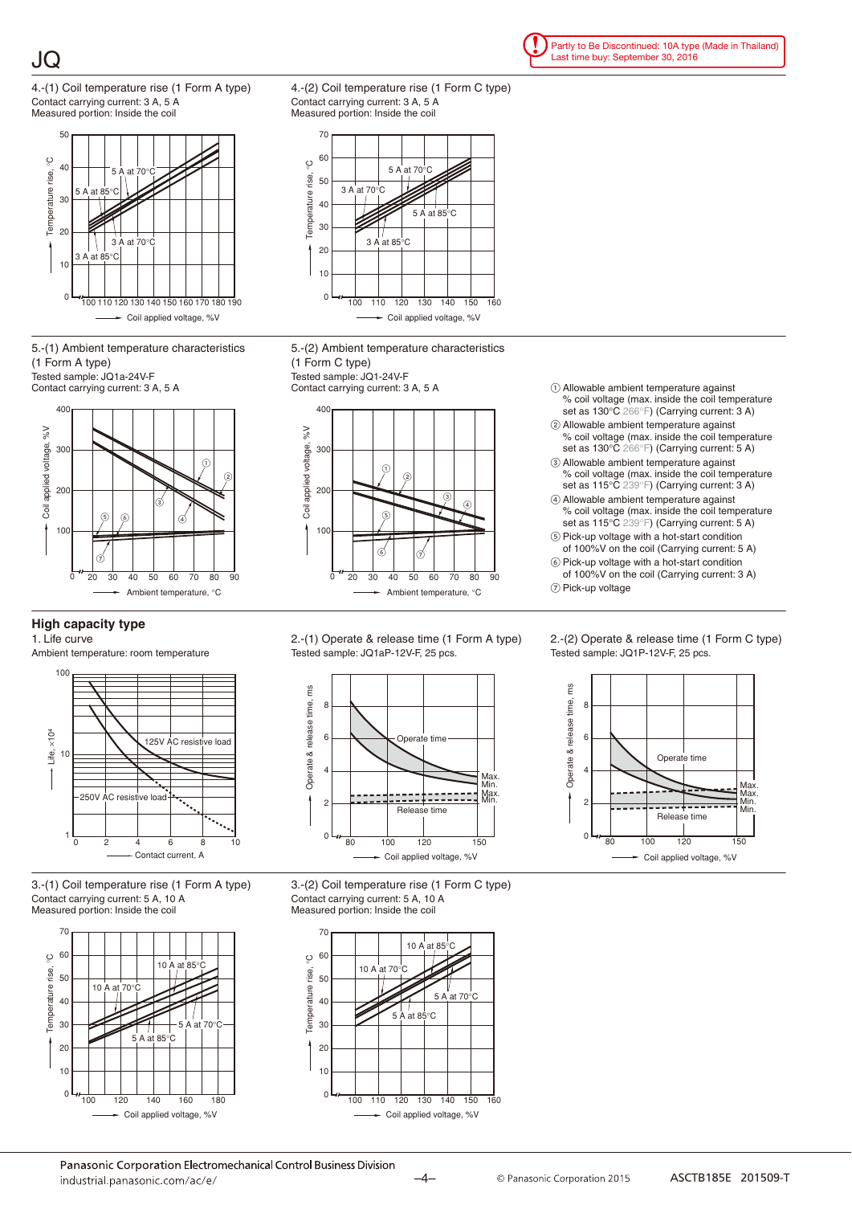JQ

Partly to Be Discontinued: 10A type (Made in Thailand)
Last time buy: September 30, 2016

4.-(1) Coil temperature rise (1 Form A type)
Contact carrying current: 3 A, 5 A
Measured portion: Inside the coil

4.-(2) Coil temperature rise (1 Form C type)
Contact carrying current: 3 A, 5 A
Measured portion: Inside the coil

5.-(1) Ambient temperature characteristics
(1 Form A type)
Tested sample: JQ1a-24V-F
Contact carrying current: 3 A, 5 A

5.-(2) Ambient temperature characteristics
(1 Form C type)
Tested sample: JQ1-24V-F
Contact carrying current: 3 A, 5 A

① Allowable ambient temperature against % coil voltage (max. inside the coil temperature set as 130°C 266°F) (Carrying current: 3 A)
② Allowable ambient temperature against % coil voltage (max. inside the coil temperature set as 130°C 266°F) (Carrying current: 5 A)
③ Allowable ambient temperature against % coil voltage (max. inside the coil temperature set as 115°C 239°F) (Carrying current: 3 A)
④ Allowable ambient temperature against % coil voltage (max. inside the coil temperature set as 115°C 239°F) (Carrying current: 5 A)
⑤ Pick-up voltage with a hot-start condition of 100%V on the coil (Carrying current: 5 A)
⑥ Pick-up voltage with a hot-start condition of 100%V on the coil (Carrying current: 3 A)
⑦ Pick-up voltage

## High capacity type

1. Life curve
Ambient temperature: room temperature

2.-(1) Operate & release time (1 Form A type)
Tested sample: JQ1aP-12V-F, 25 pcs.

2.-(2) Operate & release time (1 Form C type)
Tested sample: JQ1P-12V-F, 25 pcs.

3.-(1) Coil temperature rise (1 Form A type)
Contact carrying current: 5 A, 10 A
Measured portion: Inside the coil

3.-(2) Coil temperature rise (1 Form C type)
Contact carrying current: 5 A, 10 A
Measured portion: Inside the coil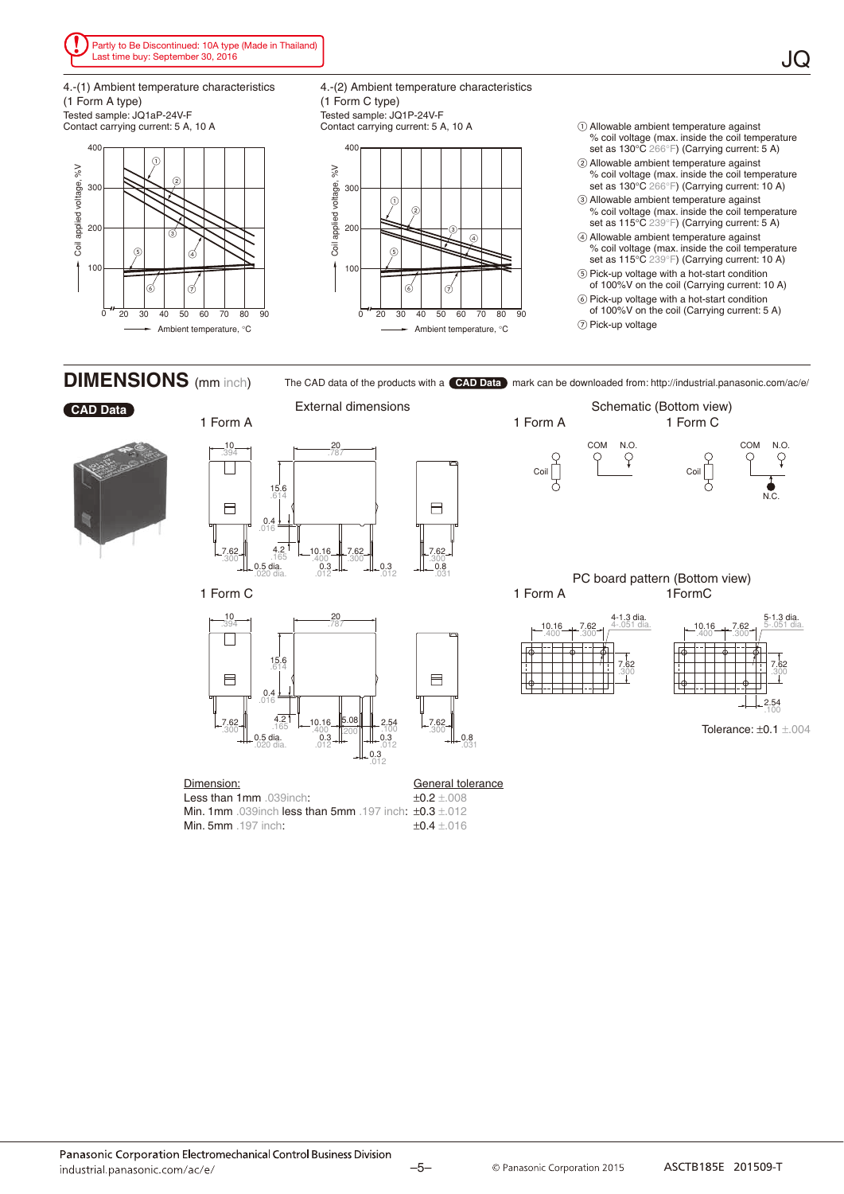Partly to Be Discontinued: 10A type (Made in Thailand)
Last time buy: September 30, 2016

4.-(1) Ambient temperature characteristics
(1 Form A type)
Tested sample: JQ1aP-24V-F
Contact carrying current: 5 A, 10 A

4.-(2) Ambient temperature characteristics
(1 Form C type)
Tested sample: JQ1P-24V-F
Contact carrying current: 5 A, 10 A

① Allowable ambient temperature against % coil voltage (max. inside the coil temperature set as 130°C 266°F) (Carrying current: 5 A)
② Allowable ambient temperature against % coil voltage (max. inside the coil temperature set as 130°C 266°F) (Carrying current: 10 A)
③ Allowable ambient temperature against % coil voltage (max. inside the coil temperature set as 115°C 239°F) (Carrying current: 5 A)
④ Allowable ambient temperature against % coil voltage (max. inside the coil temperature set as 115°C 239°F) (Carrying current: 10 A)
⑤ Pick-up voltage with a hot-start condition of 100%V on the coil (Carrying current: 10 A)
⑥ Pick-up voltage with a hot-start condition of 100%V on the coil (Carrying current: 5 A)
⑦ Pick-up voltage

## DIMENSIONS (mm inch)

The CAD data of the products with a **CAD Data** mark can be downloaded from: http://industrial.panasonic.com/ac/e/

**CAD Data**

External dimensions

1 Form A

1 Form C

Schematic (Bottom view)

1 Form A　　1 Form C

PC board pattern (Bottom view)

1 Form A　　1FormC

Tolerance: ±0.1 ±.004

| Dimension: | General tolerance |
|---|---|
| Less than 1mm .039inch: | ±0.2 ±.008 |
| Min. 1mm .039inch less than 5mm .197 inch: | ±0.3 ±.012 |
| Min. 5mm .197 inch: | ±0.4 ±.016 |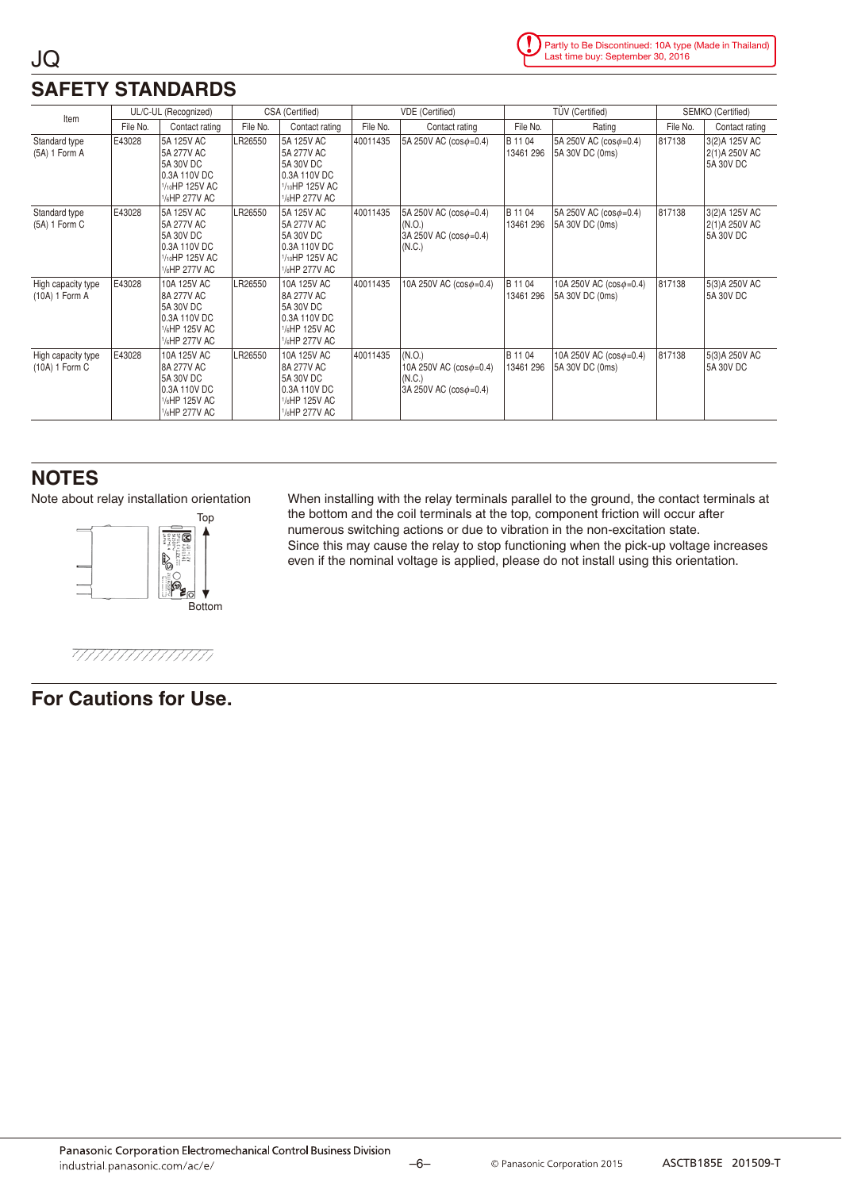JQ

Partly to Be Discontinued: 10A type (Made in Thailand)
Last time buy: September 30, 2016

## SAFETY STANDARDS

| Item | UL/C-UL (Recognized) | | CSA (Certified) | | VDE (Certified) | | TÜV (Certified) | | SEMKO (Certified) | |
|---|---|---|---|---|---|---|---|---|---|---|
| | File No. | Contact rating | File No. | Contact rating | File No. | Contact rating | File No. | Rating | File No. | Contact rating |
| Standard type (5A) 1 Form A | E43028 | 5A 125V AC<br>5A 277V AC<br>5A 30V DC<br>0.3A 110V DC<br>1/10HP 125V AC<br>1/6HP 277V AC | LR26550 | 5A 125V AC<br>5A 277V AC<br>5A 30V DC<br>0.3A 110V DC<br>1/10HP 125V AC<br>1/6HP 277V AC | 40011435 | 5A 250V AC (cosφ=0.4) | B 11 04 13461 296 | 5A 250V AC (cosφ=0.4)<br>5A 30V DC (0ms) | 817138 | 3(2)A 125V AC<br>2(1)A 250V AC<br>5A 30V DC |
| Standard type (5A) 1 Form C | E43028 | 5A 125V AC<br>5A 277V AC<br>5A 30V DC<br>0.3A 110V DC<br>1/10HP 125V AC<br>1/6HP 277V AC | LR26550 | 5A 125V AC<br>5A 277V AC<br>5A 30V DC<br>0.3A 110V DC<br>1/10HP 125V AC<br>1/6HP 277V AC | 40011435 | 5A 250V AC (cosφ=0.4)<br>(N.O.)<br>3A 250V AC (cosφ=0.4)<br>(N.C.) | B 11 04 13461 296 | 5A 250V AC (cosφ=0.4)<br>5A 30V DC (0ms) | 817138 | 3(2)A 125V AC<br>2(1)A 250V AC<br>5A 30V DC |
| High capacity type (10A) 1 Form A | E43028 | 10A 125V AC<br>8A 277V AC<br>5A 30V DC<br>0.3A 110V DC<br>1/6HP 125V AC<br>1/6HP 277V AC | LR26550 | 10A 125V AC<br>8A 277V AC<br>5A 30V DC<br>0.3A 110V DC<br>1/6HP 125V AC<br>1/6HP 277V AC | 40011435 | 10A 250V AC (cosφ=0.4) | B 11 04 13461 296 | 10A 250V AC (cosφ=0.4)<br>5A 30V DC (0ms) | 817138 | 5(3)A 250V AC<br>5A 30V DC |
| High capacity type (10A) 1 Form C | E43028 | 10A 125V AC<br>8A 277V AC<br>5A 30V DC<br>0.3A 110V DC<br>1/6HP 125V AC<br>1/6HP 277V AC | LR26550 | 10A 125V AC<br>8A 277V AC<br>5A 30V DC<br>0.3A 110V DC<br>1/6HP 125V AC<br>1/6HP 277V AC | 40011435 | (N.O.)<br>10A 250V AC (cosφ=0.4)<br>(N.C.)<br>3A 250V AC (cosφ=0.4) | B 11 04 13461 296 | 10A 250V AC (cosφ=0.4)<br>5A 30V DC (0ms) | 817138 | 5(3)A 250V AC<br>5A 30V DC |

## NOTES

Note about relay installation orientation

Top

Bottom

When installing with the relay terminals parallel to the ground, the contact terminals at the bottom and the coil terminals at the top, component friction will occur after numerous switching actions or due to vibration in the non-excitation state.
Since this may cause the relay to stop functioning when the pick-up voltage increases even if the nominal voltage is applied, please do not install using this orientation.

## For Cautions for Use.

Panasonic Corporation Electromechanical Control Business Division
industrial.panasonic.com/ac/e/

© Panasonic Corporation 2015 ASCTB185E 201509-T